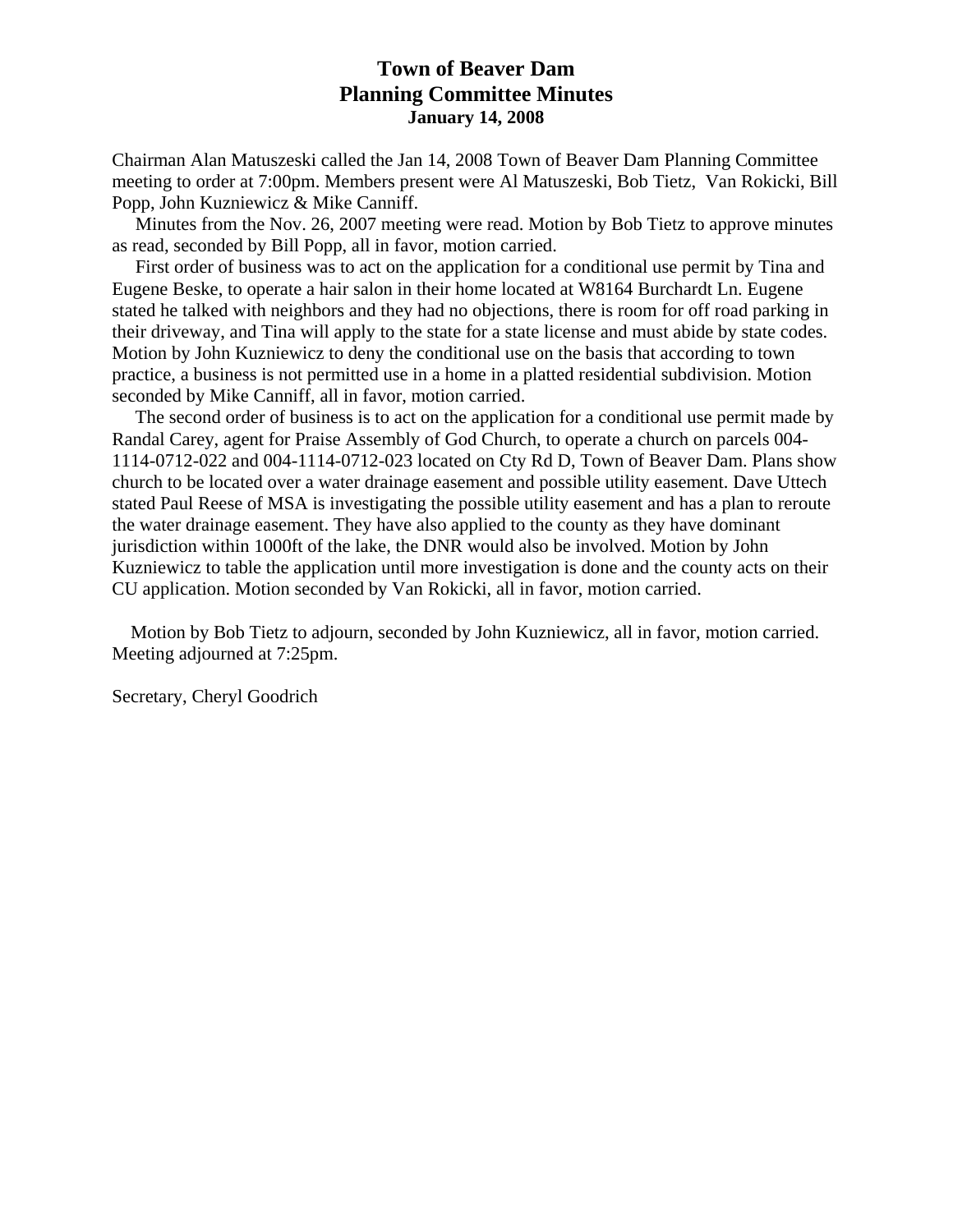# Town of Beaver Dam
## Planning Committee Minutes
### January 14, 2008

Chairman Alan Matuszeski called the Jan 14, 2008 Town of Beaver Dam Planning Committee meeting to order at 7:00pm. Members present were Al Matuszeski, Bob Tietz, Van Rokicki, Bill Popp, John Kuzniewicz & Mike Canniff.

Minutes from the Nov. 26, 2007 meeting were read. Motion by Bob Tietz to approve minutes as read, seconded by Bill Popp, all in favor, motion carried.

First order of business was to act on the application for a conditional use permit by Tina and Eugene Beske, to operate a hair salon in their home located at W8164 Burchardt Ln. Eugene stated he talked with neighbors and they had no objections, there is room for off road parking in their driveway, and Tina will apply to the state for a state license and must abide by state codes. Motion by John Kuzniewicz to deny the conditional use on the basis that according to town practice, a business is not permitted use in a home in a platted residential subdivision. Motion seconded by Mike Canniff, all in favor, motion carried.

The second order of business is to act on the application for a conditional use permit made by Randal Carey, agent for Praise Assembly of God Church, to operate a church on parcels 004-1114-0712-022 and 004-1114-0712-023 located on Cty Rd D, Town of Beaver Dam. Plans show church to be located over a water drainage easement and possible utility easement. Dave Uttech stated Paul Reese of MSA is investigating the possible utility easement and has a plan to reroute the water drainage easement. They have also applied to the county as they have dominant jurisdiction within 1000ft of the lake, the DNR would also be involved. Motion by John Kuzniewicz to table the application until more investigation is done and the county acts on their CU application. Motion seconded by Van Rokicki, all in favor, motion carried.

Motion by Bob Tietz to adjourn, seconded by John Kuzniewicz, all in favor, motion carried. Meeting adjourned at 7:25pm.

Secretary, Cheryl Goodrich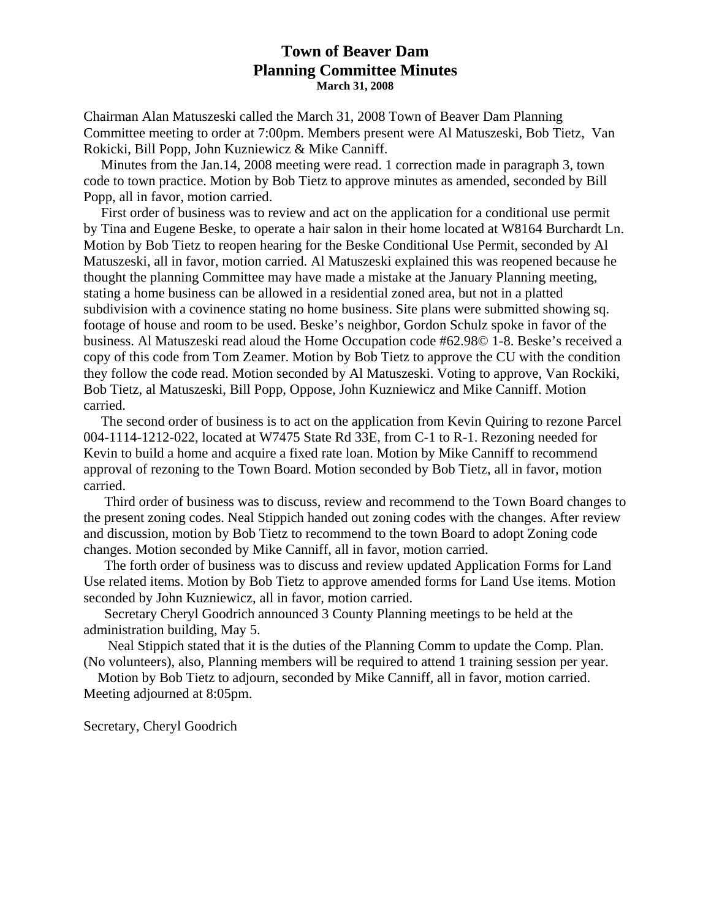# Town of Beaver Dam
# Planning Committee Minutes
**March 31, 2008**

Chairman Alan Matuszeski called the March 31, 2008 Town of Beaver Dam Planning Committee meeting to order at 7:00pm. Members present were Al Matuszeski, Bob Tietz, Van Rokicki, Bill Popp, John Kuzniewicz & Mike Canniff.

Minutes from the Jan.14, 2008 meeting were read. 1 correction made in paragraph 3, town code to town practice. Motion by Bob Tietz to approve minutes as amended, seconded by Bill Popp, all in favor, motion carried.

First order of business was to review and act on the application for a conditional use permit by Tina and Eugene Beske, to operate a hair salon in their home located at W8164 Burchardt Ln. Motion by Bob Tietz to reopen hearing for the Beske Conditional Use Permit, seconded by Al Matuszeski, all in favor, motion carried. Al Matuszeski explained this was reopened because he thought the planning Committee may have made a mistake at the January Planning meeting, stating a home business can be allowed in a residential zoned area, but not in a platted subdivision with a covinence stating no home business. Site plans were submitted showing sq. footage of house and room to be used. Beske's neighbor, Gordon Schulz spoke in favor of the business. Al Matuszeski read aloud the Home Occupation code #62.98© 1-8. Beske's received a copy of this code from Tom Zeamer. Motion by Bob Tietz to approve the CU with the condition they follow the code read. Motion seconded by Al Matuszeski. Voting to approve, Van Rockiki, Bob Tietz, al Matuszeski, Bill Popp, Oppose, John Kuzniewicz and Mike Canniff. Motion carried.

The second order of business is to act on the application from Kevin Quiring to rezone Parcel 004-1114-1212-022, located at W7475 State Rd 33E, from C-1 to R-1. Rezoning needed for Kevin to build a home and acquire a fixed rate loan. Motion by Mike Canniff to recommend approval of rezoning to the Town Board. Motion seconded by Bob Tietz, all in favor, motion carried.

Third order of business was to discuss, review and recommend to the Town Board changes to the present zoning codes. Neal Stippich handed out zoning codes with the changes. After review and discussion, motion by Bob Tietz to recommend to the town Board to adopt Zoning code changes. Motion seconded by Mike Canniff, all in favor, motion carried.

The forth order of business was to discuss and review updated Application Forms for Land Use related items. Motion by Bob Tietz to approve amended forms for Land Use items. Motion seconded by John Kuzniewicz, all in favor, motion carried.

Secretary Cheryl Goodrich announced 3 County Planning meetings to be held at the administration building, May 5.

Neal Stippich stated that it is the duties of the Planning Comm to update the Comp. Plan. (No volunteers), also, Planning members will be required to attend 1 training session per year.

Motion by Bob Tietz to adjourn, seconded by Mike Canniff, all in favor, motion carried. Meeting adjourned at 8:05pm.

Secretary, Cheryl Goodrich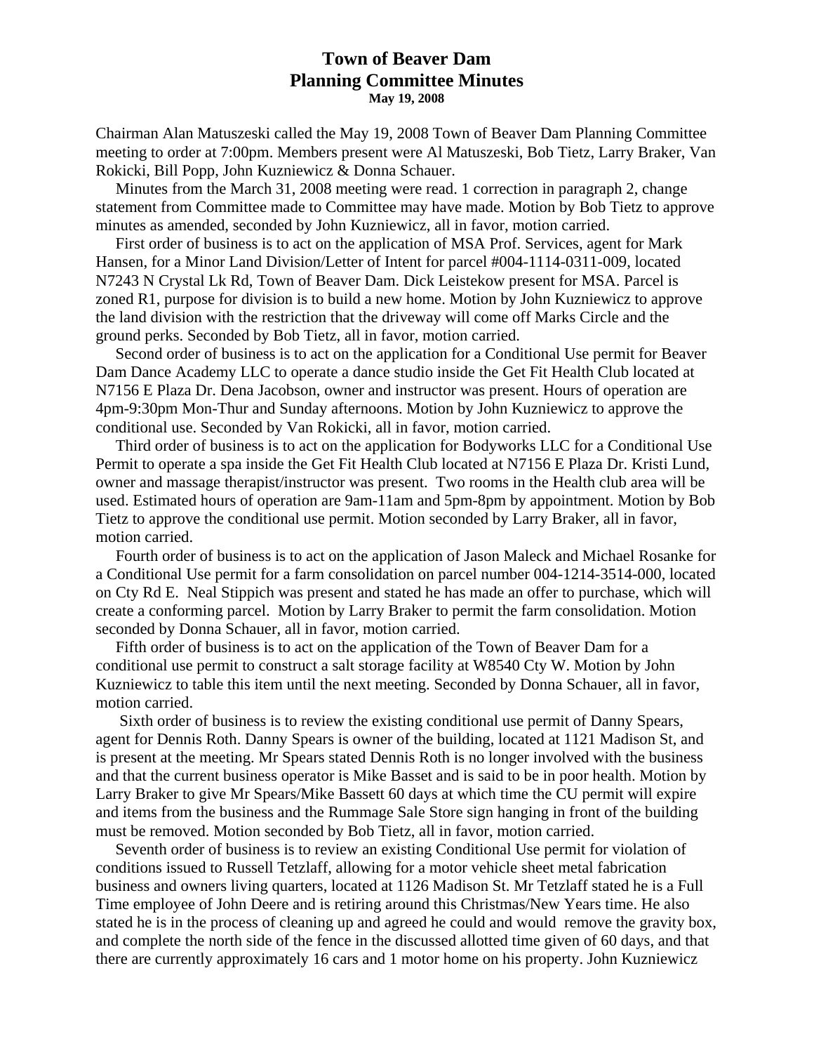# Town of Beaver Dam
## Planning Committee Minutes
**May 19, 2008**

Chairman Alan Matuszeski called the May 19, 2008 Town of Beaver Dam Planning Committee meeting to order at 7:00pm. Members present were Al Matuszeski, Bob Tietz, Larry Braker, Van Rokicki, Bill Popp, John Kuzniewicz & Donna Schauer.

Minutes from the March 31, 2008 meeting were read. 1 correction in paragraph 2, change statement from Committee made to Committee may have made. Motion by Bob Tietz to approve minutes as amended, seconded by John Kuzniewicz, all in favor, motion carried.

First order of business is to act on the application of MSA Prof. Services, agent for Mark Hansen, for a Minor Land Division/Letter of Intent for parcel #004-1114-0311-009, located N7243 N Crystal Lk Rd, Town of Beaver Dam. Dick Leistekow present for MSA. Parcel is zoned R1, purpose for division is to build a new home. Motion by John Kuzniewicz to approve the land division with the restriction that the driveway will come off Marks Circle and the ground perks. Seconded by Bob Tietz, all in favor, motion carried.

Second order of business is to act on the application for a Conditional Use permit for Beaver Dam Dance Academy LLC to operate a dance studio inside the Get Fit Health Club located at N7156 E Plaza Dr. Dena Jacobson, owner and instructor was present. Hours of operation are 4pm-9:30pm Mon-Thur and Sunday afternoons. Motion by John Kuzniewicz to approve the conditional use. Seconded by Van Rokicki, all in favor, motion carried.

Third order of business is to act on the application for Bodyworks LLC for a Conditional Use Permit to operate a spa inside the Get Fit Health Club located at N7156 E Plaza Dr. Kristi Lund, owner and massage therapist/instructor was present. Two rooms in the Health club area will be used. Estimated hours of operation are 9am-11am and 5pm-8pm by appointment. Motion by Bob Tietz to approve the conditional use permit. Motion seconded by Larry Braker, all in favor, motion carried.

Fourth order of business is to act on the application of Jason Maleck and Michael Rosanke for a Conditional Use permit for a farm consolidation on parcel number 004-1214-3514-000, located on Cty Rd E. Neal Stippich was present and stated he has made an offer to purchase, which will create a conforming parcel. Motion by Larry Braker to permit the farm consolidation. Motion seconded by Donna Schauer, all in favor, motion carried.

Fifth order of business is to act on the application of the Town of Beaver Dam for a conditional use permit to construct a salt storage facility at W8540 Cty W. Motion by John Kuzniewicz to table this item until the next meeting. Seconded by Donna Schauer, all in favor, motion carried.

Sixth order of business is to review the existing conditional use permit of Danny Spears, agent for Dennis Roth. Danny Spears is owner of the building, located at 1121 Madison St, and is present at the meeting. Mr Spears stated Dennis Roth is no longer involved with the business and that the current business operator is Mike Basset and is said to be in poor health. Motion by Larry Braker to give Mr Spears/Mike Bassett 60 days at which time the CU permit will expire and items from the business and the Rummage Sale Store sign hanging in front of the building must be removed. Motion seconded by Bob Tietz, all in favor, motion carried.

Seventh order of business is to review an existing Conditional Use permit for violation of conditions issued to Russell Tetzlaff, allowing for a motor vehicle sheet metal fabrication business and owners living quarters, located at 1126 Madison St. Mr Tetzlaff stated he is a Full Time employee of John Deere and is retiring around this Christmas/New Years time. He also stated he is in the process of cleaning up and agreed he could and would remove the gravity box, and complete the north side of the fence in the discussed allotted time given of 60 days, and that there are currently approximately 16 cars and 1 motor home on his property. John Kuzniewicz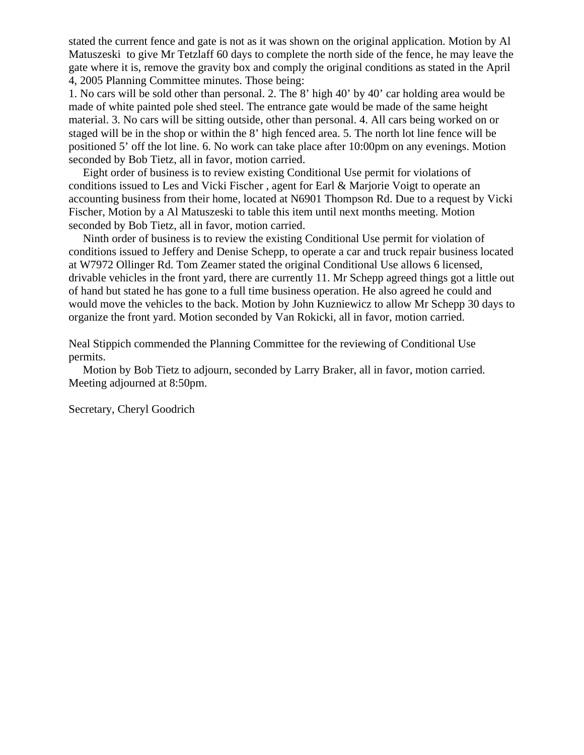stated the current fence and gate is not as it was shown on the original application. Motion by Al Matuszeski to give Mr Tetzlaff 60 days to complete the north side of the fence, he may leave the gate where it is, remove the gravity box and comply the original conditions as stated in the April 4, 2005 Planning Committee minutes. Those being:

1. No cars will be sold other than personal. 2. The 8' high 40' by 40' car holding area would be made of white painted pole shed steel. The entrance gate would be made of the same height material. 3. No cars will be sitting outside, other than personal. 4. All cars being worked on or staged will be in the shop or within the 8' high fenced area. 5. The north lot line fence will be positioned 5' off the lot line. 6. No work can take place after 10:00pm on any evenings. Motion seconded by Bob Tietz, all in favor, motion carried.

Eight order of business is to review existing Conditional Use permit for violations of conditions issued to Les and Vicki Fischer , agent for Earl & Marjorie Voigt to operate an accounting business from their home, located at N6901 Thompson Rd. Due to a request by Vicki Fischer, Motion by a Al Matuszeski to table this item until next months meeting. Motion seconded by Bob Tietz, all in favor, motion carried.

Ninth order of business is to review the existing Conditional Use permit for violation of conditions issued to Jeffery and Denise Schepp, to operate a car and truck repair business located at W7972 Ollinger Rd. Tom Zeamer stated the original Conditional Use allows 6 licensed, drivable vehicles in the front yard, there are currently 11. Mr Schepp agreed things got a little out of hand but stated he has gone to a full time business operation. He also agreed he could and would move the vehicles to the back. Motion by John Kuzniewicz to allow Mr Schepp 30 days to organize the front yard. Motion seconded by Van Rokicki, all in favor, motion carried.

Neal Stippich commended the Planning Committee for the reviewing of Conditional Use permits.

Motion by Bob Tietz to adjourn, seconded by Larry Braker, all in favor, motion carried. Meeting adjourned at 8:50pm.

Secretary, Cheryl Goodrich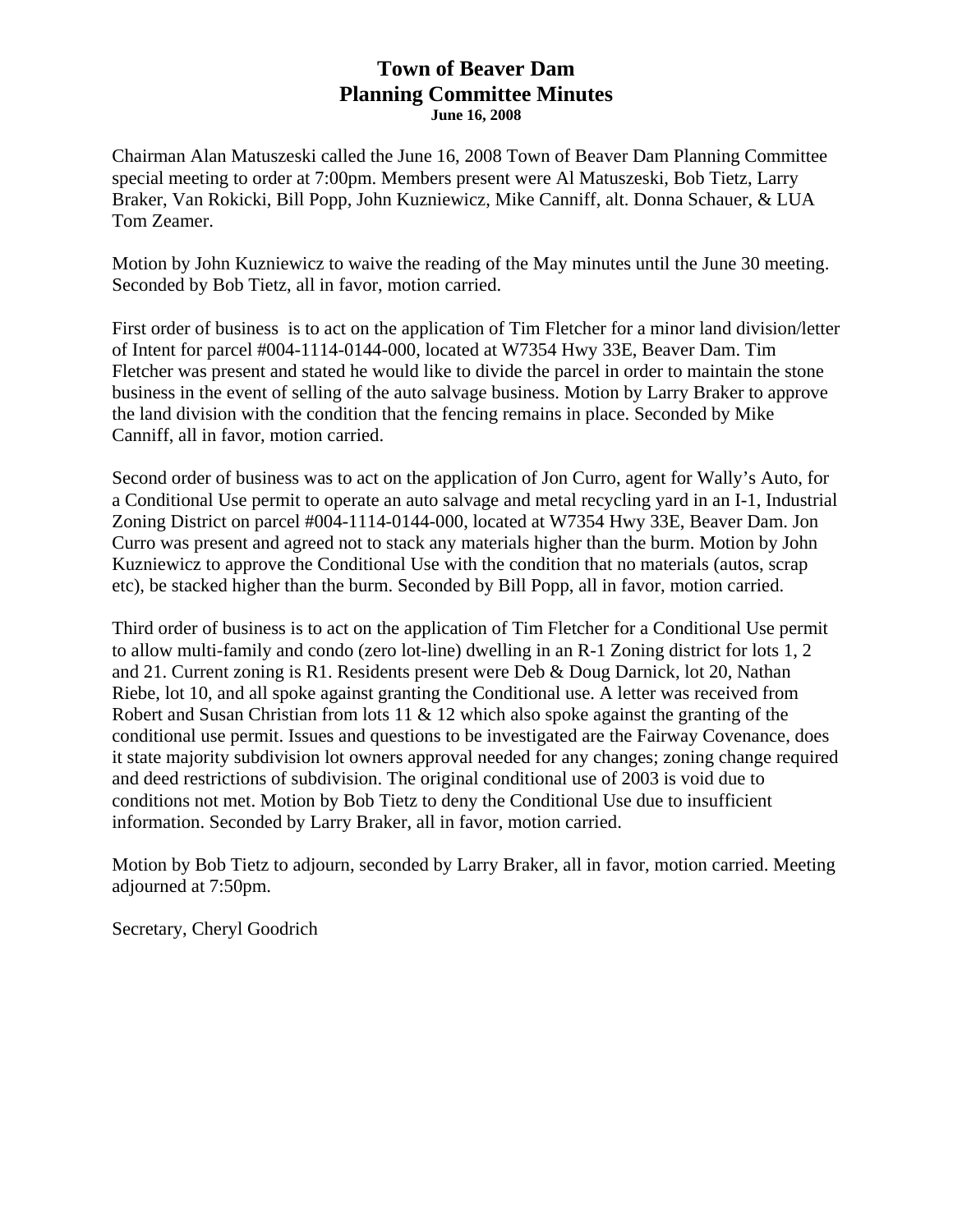# Town of Beaver Dam
# Planning Committee Minutes
**June 16, 2008**

Chairman Alan Matuszeski called the June 16, 2008 Town of Beaver Dam Planning Committee special meeting to order at 7:00pm. Members present were Al Matuszeski, Bob Tietz, Larry Braker, Van Rokicki, Bill Popp, John Kuzniewicz, Mike Canniff, alt. Donna Schauer, & LUA Tom Zeamer.

Motion by John Kuzniewicz to waive the reading of the May minutes until the June 30 meeting. Seconded by Bob Tietz, all in favor, motion carried.

First order of business is to act on the application of Tim Fletcher for a minor land division/letter of Intent for parcel #004-1114-0144-000, located at W7354 Hwy 33E, Beaver Dam. Tim Fletcher was present and stated he would like to divide the parcel in order to maintain the stone business in the event of selling of the auto salvage business. Motion by Larry Braker to approve the land division with the condition that the fencing remains in place. Seconded by Mike Canniff, all in favor, motion carried.

Second order of business was to act on the application of Jon Curro, agent for Wally's Auto, for a Conditional Use permit to operate an auto salvage and metal recycling yard in an I-1, Industrial Zoning District on parcel #004-1114-0144-000, located at W7354 Hwy 33E, Beaver Dam. Jon Curro was present and agreed not to stack any materials higher than the burm. Motion by John Kuzniewicz to approve the Conditional Use with the condition that no materials (autos, scrap etc), be stacked higher than the burm. Seconded by Bill Popp, all in favor, motion carried.

Third order of business is to act on the application of Tim Fletcher for a Conditional Use permit to allow multi-family and condo (zero lot-line) dwelling in an R-1 Zoning district for lots 1, 2 and 21. Current zoning is R1. Residents present were Deb & Doug Darnick, lot 20, Nathan Riebe, lot 10, and all spoke against granting the Conditional use. A letter was received from Robert and Susan Christian from lots 11 & 12 which also spoke against the granting of the conditional use permit. Issues and questions to be investigated are the Fairway Covenance, does it state majority subdivision lot owners approval needed for any changes; zoning change required and deed restrictions of subdivision. The original conditional use of 2003 is void due to conditions not met. Motion by Bob Tietz to deny the Conditional Use due to insufficient information. Seconded by Larry Braker, all in favor, motion carried.

Motion by Bob Tietz to adjourn, seconded by Larry Braker, all in favor, motion carried. Meeting adjourned at 7:50pm.

Secretary, Cheryl Goodrich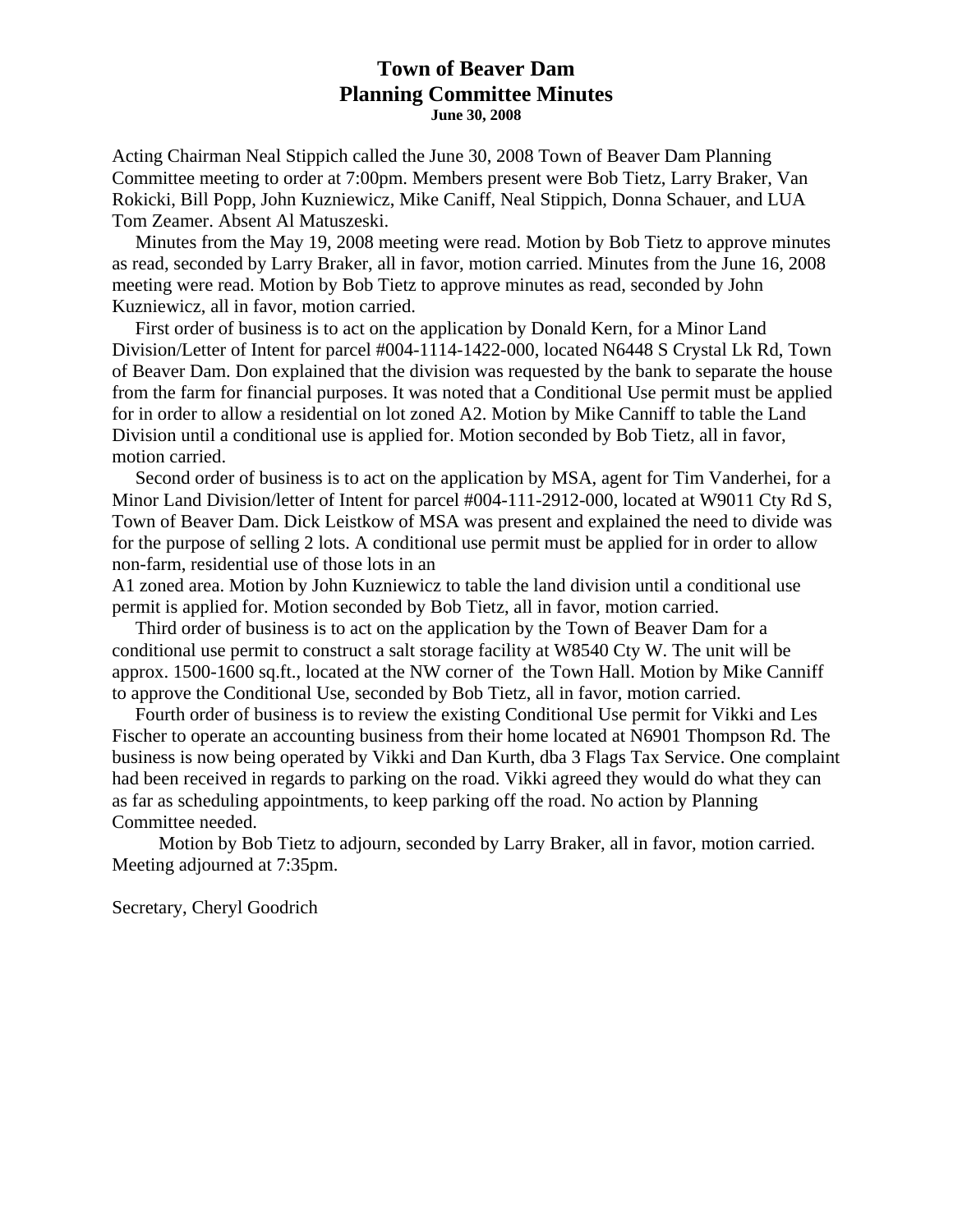# Town of Beaver Dam
## Planning Committee Minutes
**June 30, 2008**

Acting Chairman Neal Stippich called the June 30, 2008 Town of Beaver Dam Planning Committee meeting to order at 7:00pm. Members present were Bob Tietz, Larry Braker, Van Rokicki, Bill Popp, John Kuzniewicz, Mike Caniff, Neal Stippich, Donna Schauer, and LUA Tom Zeamer. Absent Al Matuszeski.

Minutes from the May 19, 2008 meeting were read. Motion by Bob Tietz to approve minutes as read, seconded by Larry Braker, all in favor, motion carried. Minutes from the June 16, 2008 meeting were read. Motion by Bob Tietz to approve minutes as read, seconded by John Kuzniewicz, all in favor, motion carried.

First order of business is to act on the application by Donald Kern, for a Minor Land Division/Letter of Intent for parcel #004-1114-1422-000, located N6448 S Crystal Lk Rd, Town of Beaver Dam. Don explained that the division was requested by the bank to separate the house from the farm for financial purposes. It was noted that a Conditional Use permit must be applied for in order to allow a residential on lot zoned A2. Motion by Mike Canniff to table the Land Division until a conditional use is applied for. Motion seconded by Bob Tietz, all in favor, motion carried.

Second order of business is to act on the application by MSA, agent for Tim Vanderhei, for a Minor Land Division/letter of Intent for parcel #004-111-2912-000, located at W9011 Cty Rd S, Town of Beaver Dam. Dick Leistkow of MSA was present and explained the need to divide was for the purpose of selling 2 lots. A conditional use permit must be applied for in order to allow non-farm, residential use of those lots in an A1 zoned area. Motion by John Kuzniewicz to table the land division until a conditional use permit is applied for. Motion seconded by Bob Tietz, all in favor, motion carried.

Third order of business is to act on the application by the Town of Beaver Dam for a conditional use permit to construct a salt storage facility at W8540 Cty W. The unit will be approx. 1500-1600 sq.ft., located at the NW corner of the Town Hall. Motion by Mike Canniff to approve the Conditional Use, seconded by Bob Tietz, all in favor, motion carried.

Fourth order of business is to review the existing Conditional Use permit for Vikki and Les Fischer to operate an accounting business from their home located at N6901 Thompson Rd. The business is now being operated by Vikki and Dan Kurth, dba 3 Flags Tax Service. One complaint had been received in regards to parking on the road. Vikki agreed they would do what they can as far as scheduling appointments, to keep parking off the road. No action by Planning Committee needed.

Motion by Bob Tietz to adjourn, seconded by Larry Braker, all in favor, motion carried. Meeting adjourned at 7:35pm.

Secretary, Cheryl Goodrich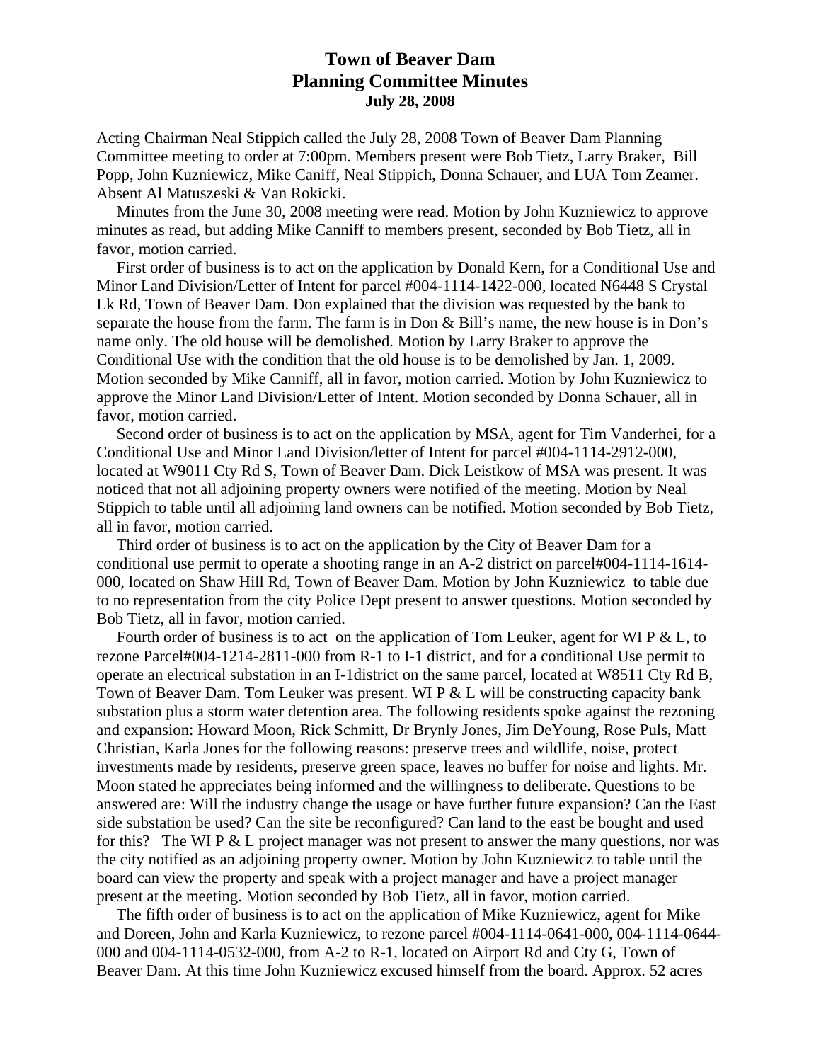# Town of Beaver Dam
## Planning Committee Minutes
### July 28, 2008

Acting Chairman Neal Stippich called the July 28, 2008 Town of Beaver Dam Planning Committee meeting to order at 7:00pm. Members present were Bob Tietz, Larry Braker, Bill Popp, John Kuzniewicz, Mike Caniff, Neal Stippich, Donna Schauer, and LUA Tom Zeamer. Absent Al Matuszeski & Van Rokicki.

Minutes from the June 30, 2008 meeting were read. Motion by John Kuzniewicz to approve minutes as read, but adding Mike Canniff to members present, seconded by Bob Tietz, all in favor, motion carried.

First order of business is to act on the application by Donald Kern, for a Conditional Use and Minor Land Division/Letter of Intent for parcel #004-1114-1422-000, located N6448 S Crystal Lk Rd, Town of Beaver Dam. Don explained that the division was requested by the bank to separate the house from the farm. The farm is in Don & Bill's name, the new house is in Don's name only. The old house will be demolished. Motion by Larry Braker to approve the Conditional Use with the condition that the old house is to be demolished by Jan. 1, 2009. Motion seconded by Mike Canniff, all in favor, motion carried. Motion by John Kuzniewicz to approve the Minor Land Division/Letter of Intent. Motion seconded by Donna Schauer, all in favor, motion carried.

Second order of business is to act on the application by MSA, agent for Tim Vanderhei, for a Conditional Use and Minor Land Division/letter of Intent for parcel #004-1114-2912-000, located at W9011 Cty Rd S, Town of Beaver Dam. Dick Leistkow of MSA was present. It was noticed that not all adjoining property owners were notified of the meeting. Motion by Neal Stippich to table until all adjoining land owners can be notified. Motion seconded by Bob Tietz, all in favor, motion carried.

Third order of business is to act on the application by the City of Beaver Dam for a conditional use permit to operate a shooting range in an A-2 district on parcel#004-1114-1614-000, located on Shaw Hill Rd, Town of Beaver Dam. Motion by John Kuzniewicz to table due to no representation from the city Police Dept present to answer questions. Motion seconded by Bob Tietz, all in favor, motion carried.

Fourth order of business is to act on the application of Tom Leuker, agent for WI P & L, to rezone Parcel#004-1214-2811-000 from R-1 to I-1 district, and for a conditional Use permit to operate an electrical substation in an I-1district on the same parcel, located at W8511 Cty Rd B, Town of Beaver Dam. Tom Leuker was present. WI P & L will be constructing capacity bank substation plus a storm water detention area. The following residents spoke against the rezoning and expansion: Howard Moon, Rick Schmitt, Dr Brynly Jones, Jim DeYoung, Rose Puls, Matt Christian, Karla Jones for the following reasons: preserve trees and wildlife, noise, protect investments made by residents, preserve green space, leaves no buffer for noise and lights. Mr. Moon stated he appreciates being informed and the willingness to deliberate. Questions to be answered are: Will the industry change the usage or have further future expansion? Can the East side substation be used? Can the site be reconfigured? Can land to the east be bought and used for this? The WI P & L project manager was not present to answer the many questions, nor was the city notified as an adjoining property owner. Motion by John Kuzniewicz to table until the board can view the property and speak with a project manager and have a project manager present at the meeting. Motion seconded by Bob Tietz, all in favor, motion carried.

The fifth order of business is to act on the application of Mike Kuzniewicz, agent for Mike and Doreen, John and Karla Kuzniewicz, to rezone parcel #004-1114-0641-000, 004-1114-0644-000 and 004-1114-0532-000, from A-2 to R-1, located on Airport Rd and Cty G, Town of Beaver Dam. At this time John Kuzniewicz excused himself from the board. Approx. 52 acres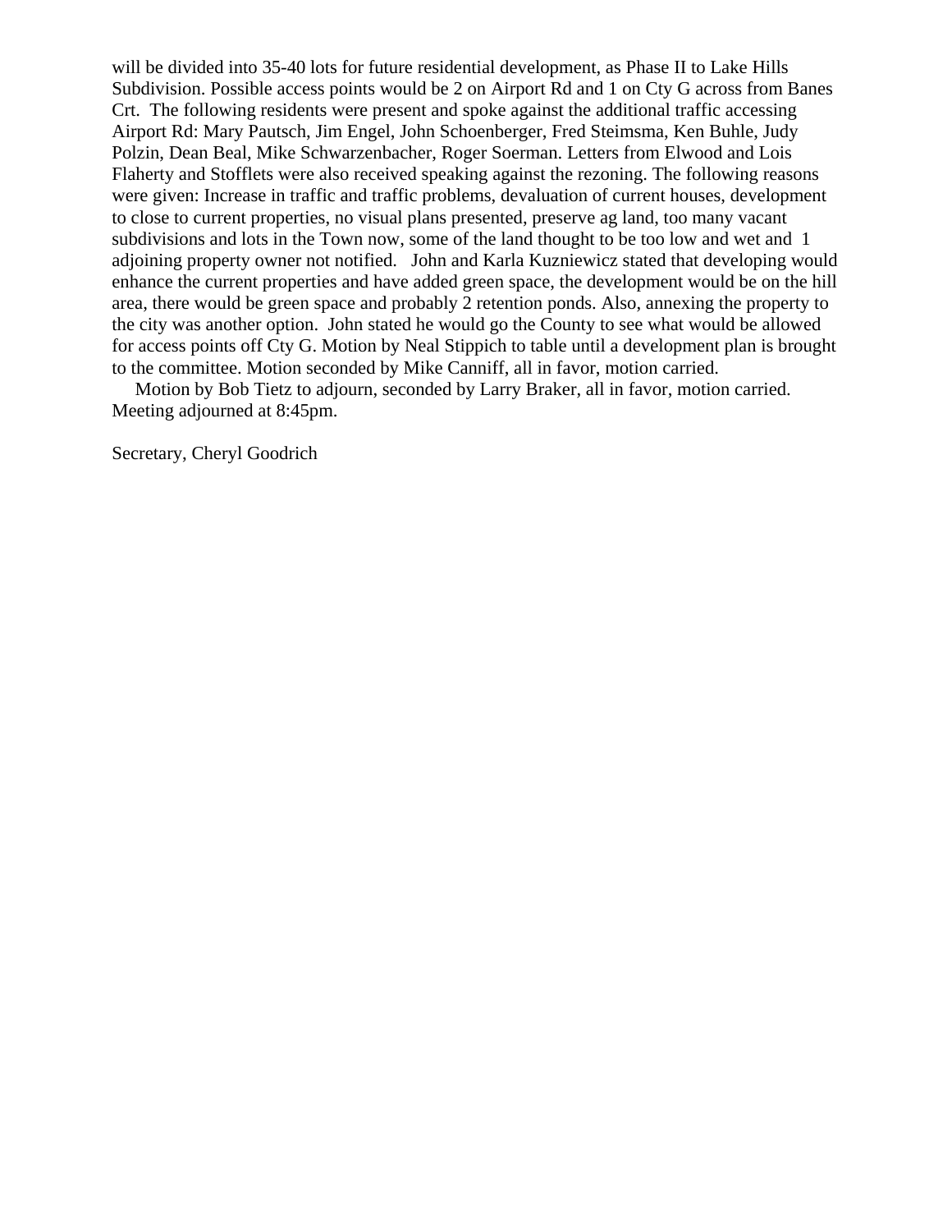will be divided into 35-40 lots for future residential development, as Phase II to Lake Hills Subdivision. Possible access points would be 2 on Airport Rd and 1 on Cty G across from Banes Crt. The following residents were present and spoke against the additional traffic accessing Airport Rd: Mary Pautsch, Jim Engel, John Schoenberger, Fred Steimsma, Ken Buhle, Judy Polzin, Dean Beal, Mike Schwarzenbacher, Roger Soerman. Letters from Elwood and Lois Flaherty and Stofflets were also received speaking against the rezoning. The following reasons were given: Increase in traffic and traffic problems, devaluation of current houses, development to close to current properties, no visual plans presented, preserve ag land, too many vacant subdivisions and lots in the Town now, some of the land thought to be too low and wet and 1 adjoining property owner not notified. John and Karla Kuzniewicz stated that developing would enhance the current properties and have added green space, the development would be on the hill area, there would be green space and probably 2 retention ponds. Also, annexing the property to the city was another option. John stated he would go the County to see what would be allowed for access points off Cty G. Motion by Neal Stippich to table until a development plan is brought to the committee. Motion seconded by Mike Canniff, all in favor, motion carried.

Motion by Bob Tietz to adjourn, seconded by Larry Braker, all in favor, motion carried. Meeting adjourned at 8:45pm.

Secretary, Cheryl Goodrich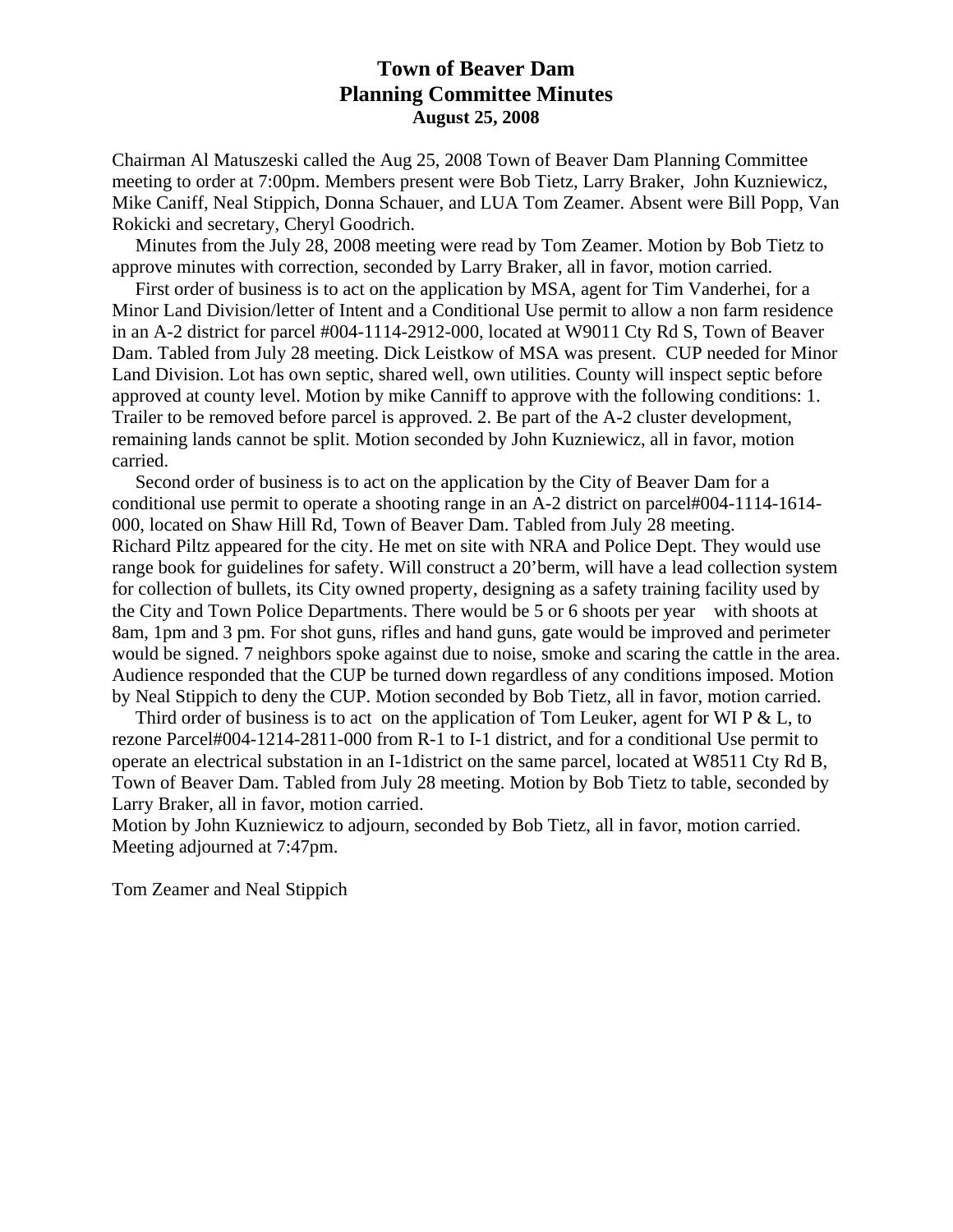# Town of Beaver Dam
## Planning Committee Minutes
### August 25, 2008

Chairman Al Matuszeski called the Aug 25, 2008 Town of Beaver Dam Planning Committee meeting to order at 7:00pm. Members present were Bob Tietz, Larry Braker, John Kuzniewicz, Mike Caniff, Neal Stippich, Donna Schauer, and LUA Tom Zeamer. Absent were Bill Popp, Van Rokicki and secretary, Cheryl Goodrich.

Minutes from the July 28, 2008 meeting were read by Tom Zeamer. Motion by Bob Tietz to approve minutes with correction, seconded by Larry Braker, all in favor, motion carried.

First order of business is to act on the application by MSA, agent for Tim Vanderhei, for a Minor Land Division/letter of Intent and a Conditional Use permit to allow a non farm residence in an A-2 district for parcel #004-1114-2912-000, located at W9011 Cty Rd S, Town of Beaver Dam. Tabled from July 28 meeting. Dick Leistkow of MSA was present. CUP needed for Minor Land Division. Lot has own septic, shared well, own utilities. County will inspect septic before approved at county level. Motion by mike Canniff to approve with the following conditions: 1. Trailer to be removed before parcel is approved. 2. Be part of the A-2 cluster development, remaining lands cannot be split. Motion seconded by John Kuzniewicz, all in favor, motion carried.

Second order of business is to act on the application by the City of Beaver Dam for a conditional use permit to operate a shooting range in an A-2 district on parcel#004-1114-1614-000, located on Shaw Hill Rd, Town of Beaver Dam. Tabled from July 28 meeting. Richard Piltz appeared for the city. He met on site with NRA and Police Dept. They would use range book for guidelines for safety. Will construct a 20'berm, will have a lead collection system for collection of bullets, its City owned property, designing as a safety training facility used by the City and Town Police Departments. There would be 5 or 6 shoots per year with shoots at 8am, 1pm and 3 pm. For shot guns, rifles and hand guns, gate would be improved and perimeter would be signed. 7 neighbors spoke against due to noise, smoke and scaring the cattle in the area. Audience responded that the CUP be turned down regardless of any conditions imposed. Motion by Neal Stippich to deny the CUP. Motion seconded by Bob Tietz, all in favor, motion carried.

Third order of business is to act on the application of Tom Leuker, agent for WI P & L, to rezone Parcel#004-1214-2811-000 from R-1 to I-1 district, and for a conditional Use permit to operate an electrical substation in an I-1district on the same parcel, located at W8511 Cty Rd B, Town of Beaver Dam. Tabled from July 28 meeting. Motion by Bob Tietz to table, seconded by Larry Braker, all in favor, motion carried.

Motion by John Kuzniewicz to adjourn, seconded by Bob Tietz, all in favor, motion carried. Meeting adjourned at 7:47pm.

Tom Zeamer and Neal Stippich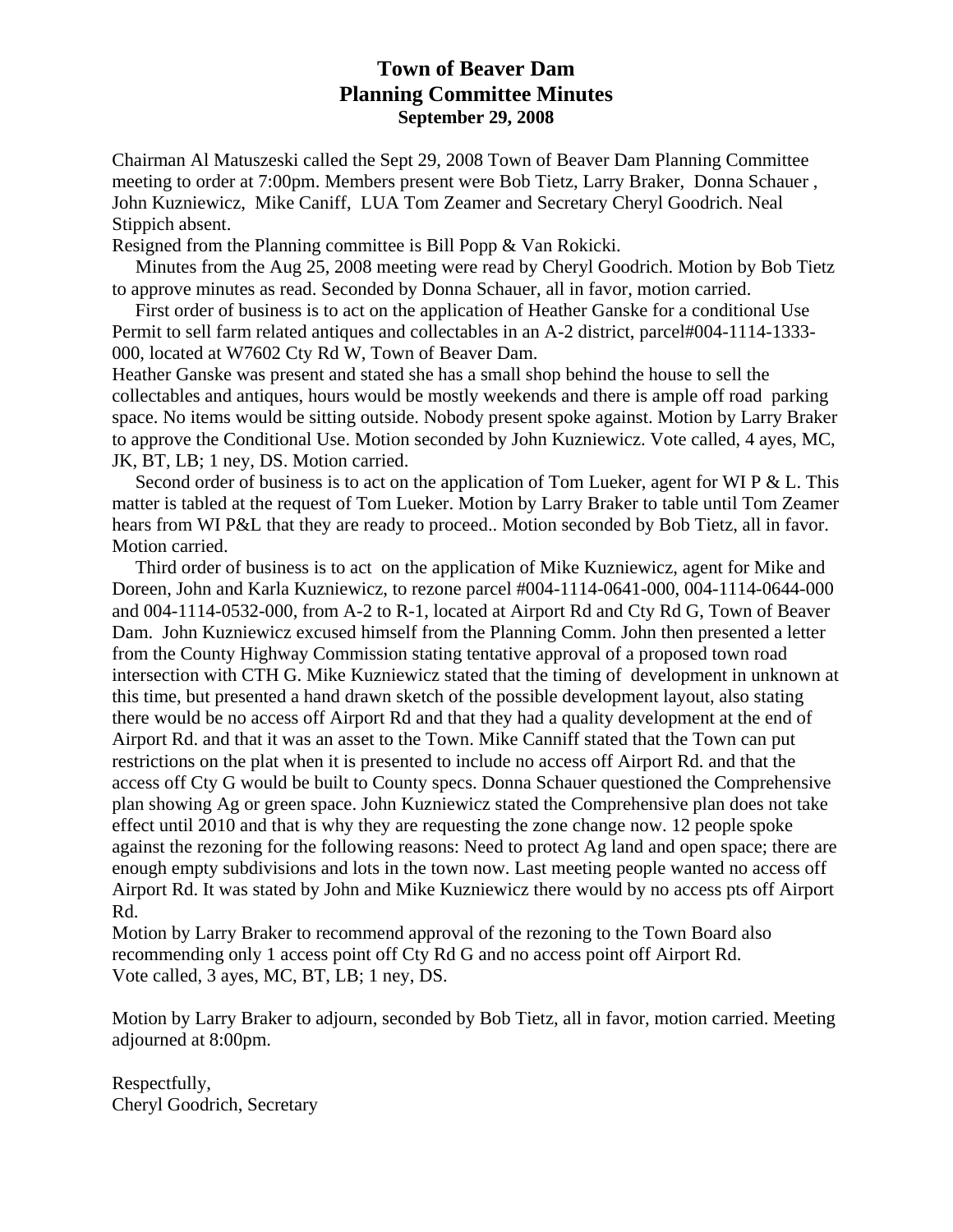# Town of Beaver Dam
## Planning Committee Minutes
### September 29, 2008

Chairman Al Matuszeski called the Sept 29, 2008 Town of Beaver Dam Planning Committee meeting to order at 7:00pm. Members present were Bob Tietz, Larry Braker, Donna Schauer , John Kuzniewicz, Mike Caniff, LUA Tom Zeamer and Secretary Cheryl Goodrich. Neal Stippich absent.

Resigned from the Planning committee is Bill Popp & Van Rokicki.

Minutes from the Aug 25, 2008 meeting were read by Cheryl Goodrich. Motion by Bob Tietz to approve minutes as read. Seconded by Donna Schauer, all in favor, motion carried.

First order of business is to act on the application of Heather Ganske for a conditional Use Permit to sell farm related antiques and collectables in an A-2 district, parcel#004-1114-1333-000, located at W7602 Cty Rd W, Town of Beaver Dam.

Heather Ganske was present and stated she has a small shop behind the house to sell the collectables and antiques, hours would be mostly weekends and there is ample off road parking space. No items would be sitting outside. Nobody present spoke against. Motion by Larry Braker to approve the Conditional Use. Motion seconded by John Kuzniewicz. Vote called, 4 ayes, MC, JK, BT, LB; 1 ney, DS. Motion carried.

Second order of business is to act on the application of Tom Lueker, agent for WI P & L. This matter is tabled at the request of Tom Lueker. Motion by Larry Braker to table until Tom Zeamer hears from WI P&L that they are ready to proceed.. Motion seconded by Bob Tietz, all in favor. Motion carried.

Third order of business is to act on the application of Mike Kuzniewicz, agent for Mike and Doreen, John and Karla Kuzniewicz, to rezone parcel #004-1114-0641-000, 004-1114-0644-000 and 004-1114-0532-000, from A-2 to R-1, located at Airport Rd and Cty Rd G, Town of Beaver Dam. John Kuzniewicz excused himself from the Planning Comm. John then presented a letter from the County Highway Commission stating tentative approval of a proposed town road intersection with CTH G. Mike Kuzniewicz stated that the timing of development in unknown at this time, but presented a hand drawn sketch of the possible development layout, also stating there would be no access off Airport Rd and that they had a quality development at the end of Airport Rd. and that it was an asset to the Town. Mike Canniff stated that the Town can put restrictions on the plat when it is presented to include no access off Airport Rd. and that the access off Cty G would be built to County specs. Donna Schauer questioned the Comprehensive plan showing Ag or green space. John Kuzniewicz stated the Comprehensive plan does not take effect until 2010 and that is why they are requesting the zone change now. 12 people spoke against the rezoning for the following reasons: Need to protect Ag land and open space; there are enough empty subdivisions and lots in the town now. Last meeting people wanted no access off Airport Rd. It was stated by John and Mike Kuzniewicz there would by no access pts off Airport Rd.

Motion by Larry Braker to recommend approval of the rezoning to the Town Board also recommending only 1 access point off Cty Rd G and no access point off Airport Rd. Vote called, 3 ayes, MC, BT, LB; 1 ney, DS.

Motion by Larry Braker to adjourn, seconded by Bob Tietz, all in favor, motion carried. Meeting adjourned at 8:00pm.

Respectfully,
Cheryl Goodrich, Secretary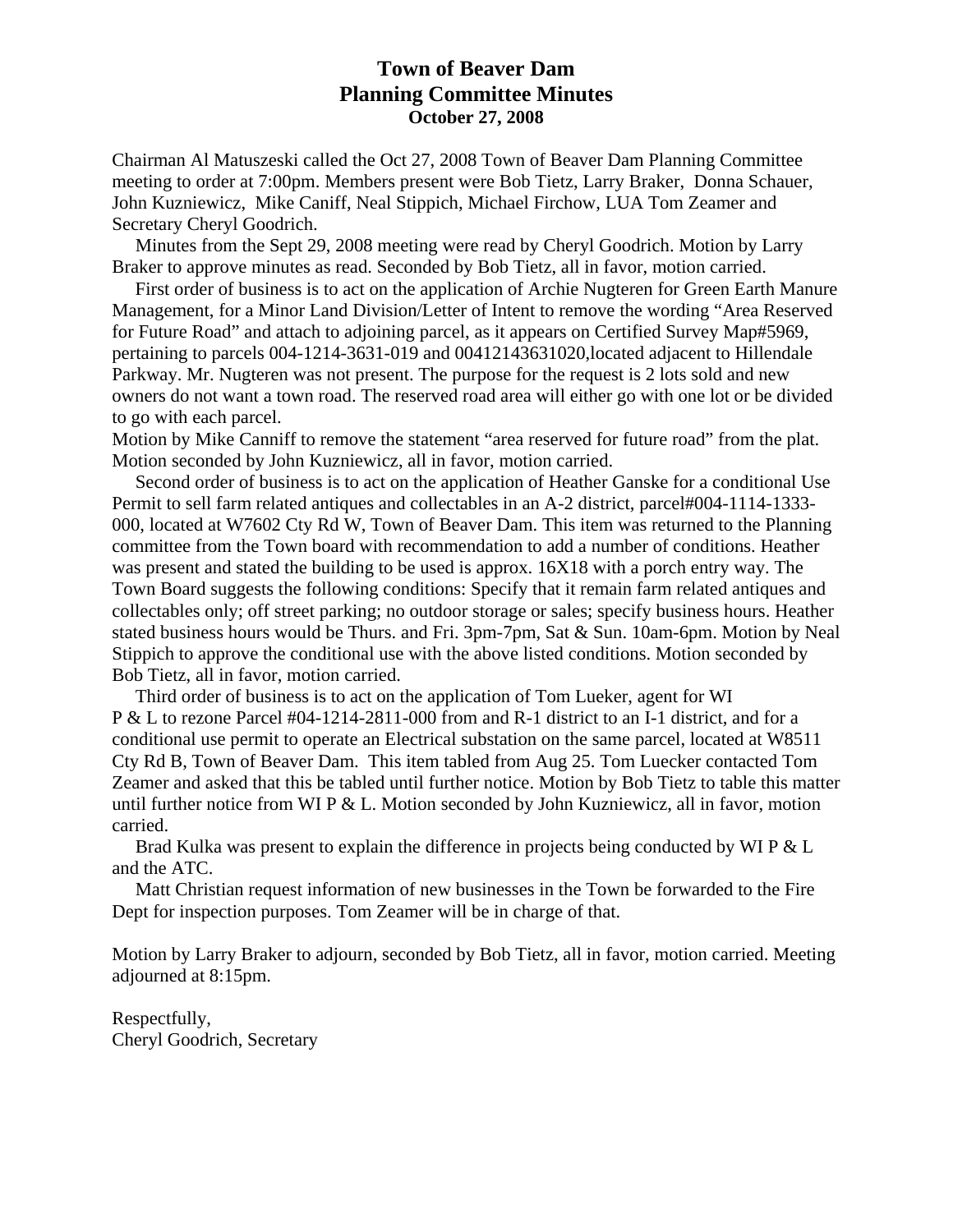# Town of Beaver Dam
## Planning Committee Minutes
### October 27, 2008

Chairman Al Matuszeski called the Oct 27, 2008 Town of Beaver Dam Planning Committee meeting to order at 7:00pm. Members present were Bob Tietz, Larry Braker, Donna Schauer, John Kuzniewicz, Mike Caniff, Neal Stippich, Michael Firchow, LUA Tom Zeamer and Secretary Cheryl Goodrich.

Minutes from the Sept 29, 2008 meeting were read by Cheryl Goodrich. Motion by Larry Braker to approve minutes as read. Seconded by Bob Tietz, all in favor, motion carried.

First order of business is to act on the application of Archie Nugteren for Green Earth Manure Management, for a Minor Land Division/Letter of Intent to remove the wording "Area Reserved for Future Road" and attach to adjoining parcel, as it appears on Certified Survey Map#5969, pertaining to parcels 004-1214-3631-019 and 00412143631020,located adjacent to Hillendale Parkway. Mr. Nugteren was not present. The purpose for the request is 2 lots sold and new owners do not want a town road. The reserved road area will either go with one lot or be divided to go with each parcel.

Motion by Mike Canniff to remove the statement "area reserved for future road" from the plat. Motion seconded by John Kuzniewicz, all in favor, motion carried.

Second order of business is to act on the application of Heather Ganske for a conditional Use Permit to sell farm related antiques and collectables in an A-2 district, parcel#004-1114-1333-000, located at W7602 Cty Rd W, Town of Beaver Dam. This item was returned to the Planning committee from the Town board with recommendation to add a number of conditions. Heather was present and stated the building to be used is approx. 16X18 with a porch entry way. The Town Board suggests the following conditions: Specify that it remain farm related antiques and collectables only; off street parking; no outdoor storage or sales; specify business hours. Heather stated business hours would be Thurs. and Fri. 3pm-7pm, Sat & Sun. 10am-6pm. Motion by Neal Stippich to approve the conditional use with the above listed conditions. Motion seconded by Bob Tietz, all in favor, motion carried.

Third order of business is to act on the application of Tom Lueker, agent for WI P & L to rezone Parcel #04-1214-2811-000 from and R-1 district to an I-1 district, and for a conditional use permit to operate an Electrical substation on the same parcel, located at W8511 Cty Rd B, Town of Beaver Dam. This item tabled from Aug 25. Tom Luecker contacted Tom Zeamer and asked that this be tabled until further notice. Motion by Bob Tietz to table this matter until further notice from WI P & L. Motion seconded by John Kuzniewicz, all in favor, motion carried.

Brad Kulka was present to explain the difference in projects being conducted by WI P & L and the ATC.

Matt Christian request information of new businesses in the Town be forwarded to the Fire Dept for inspection purposes. Tom Zeamer will be in charge of that.

Motion by Larry Braker to adjourn, seconded by Bob Tietz, all in favor, motion carried. Meeting adjourned at 8:15pm.

Respectfully,
Cheryl Goodrich, Secretary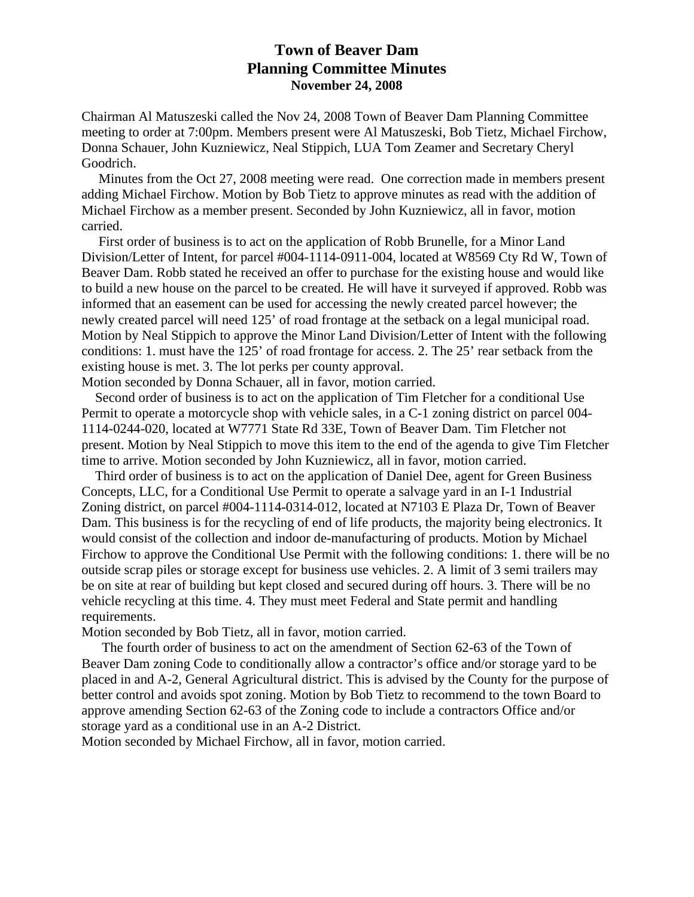# Town of Beaver Dam
# Planning Committee Minutes
### November 24, 2008

Chairman Al Matuszeski called the Nov 24, 2008 Town of Beaver Dam Planning Committee meeting to order at 7:00pm. Members present were Al Matuszeski, Bob Tietz, Michael Firchow, Donna Schauer, John Kuzniewicz, Neal Stippich, LUA Tom Zeamer and Secretary Cheryl Goodrich.

Minutes from the Oct 27, 2008 meeting were read. One correction made in members present adding Michael Firchow. Motion by Bob Tietz to approve minutes as read with the addition of Michael Firchow as a member present. Seconded by John Kuzniewicz, all in favor, motion carried.

First order of business is to act on the application of Robb Brunelle, for a Minor Land Division/Letter of Intent, for parcel #004-1114-0911-004, located at W8569 Cty Rd W, Town of Beaver Dam. Robb stated he received an offer to purchase for the existing house and would like to build a new house on the parcel to be created. He will have it surveyed if approved. Robb was informed that an easement can be used for accessing the newly created parcel however; the newly created parcel will need 125' of road frontage at the setback on a legal municipal road. Motion by Neal Stippich to approve the Minor Land Division/Letter of Intent with the following conditions: 1. must have the 125' of road frontage for access. 2. The 25' rear setback from the existing house is met. 3. The lot perks per county approval.
Motion seconded by Donna Schauer, all in favor, motion carried.

Second order of business is to act on the application of Tim Fletcher for a conditional Use Permit to operate a motorcycle shop with vehicle sales, in a C-1 zoning district on parcel 004-1114-0244-020, located at W7771 State Rd 33E, Town of Beaver Dam. Tim Fletcher not present. Motion by Neal Stippich to move this item to the end of the agenda to give Tim Fletcher time to arrive. Motion seconded by John Kuzniewicz, all in favor, motion carried.

Third order of business is to act on the application of Daniel Dee, agent for Green Business Concepts, LLC, for a Conditional Use Permit to operate a salvage yard in an I-1 Industrial Zoning district, on parcel #004-1114-0314-012, located at N7103 E Plaza Dr, Town of Beaver Dam. This business is for the recycling of end of life products, the majority being electronics. It would consist of the collection and indoor de-manufacturing of products. Motion by Michael Firchow to approve the Conditional Use Permit with the following conditions: 1. there will be no outside scrap piles or storage except for business use vehicles. 2. A limit of 3 semi trailers may be on site at rear of building but kept closed and secured during off hours. 3. There will be no vehicle recycling at this time. 4. They must meet Federal and State permit and handling requirements.
Motion seconded by Bob Tietz, all in favor, motion carried.

The fourth order of business to act on the amendment of Section 62-63 of the Town of Beaver Dam zoning Code to conditionally allow a contractor's office and/or storage yard to be placed in and A-2, General Agricultural district. This is advised by the County for the purpose of better control and avoids spot zoning. Motion by Bob Tietz to recommend to the town Board to approve amending Section 62-63 of the Zoning code to include a contractors Office and/or storage yard as a conditional use in an A-2 District.
Motion seconded by Michael Firchow, all in favor, motion carried.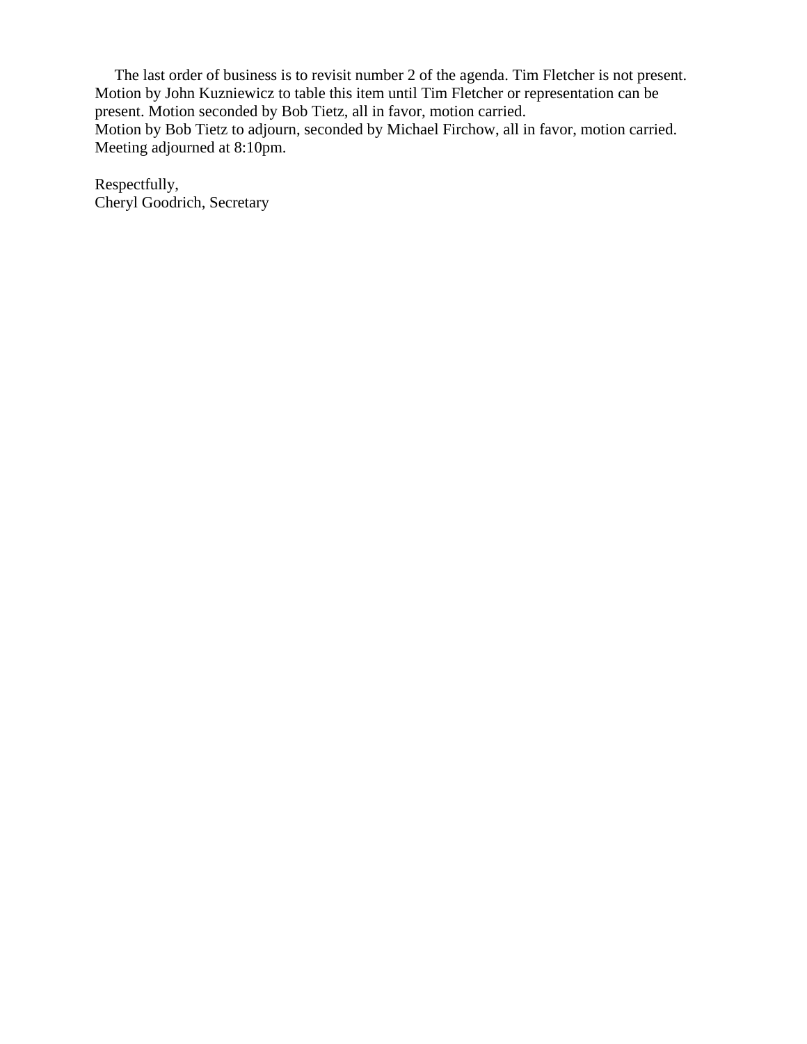The last order of business is to revisit number 2 of the agenda. Tim Fletcher is not present. Motion by John Kuzniewicz to table this item until Tim Fletcher or representation can be present. Motion seconded by Bob Tietz, all in favor, motion carried.
Motion by Bob Tietz to adjourn, seconded by Michael Firchow, all in favor, motion carried. Meeting adjourned at 8:10pm.

Respectfully,
Cheryl Goodrich, Secretary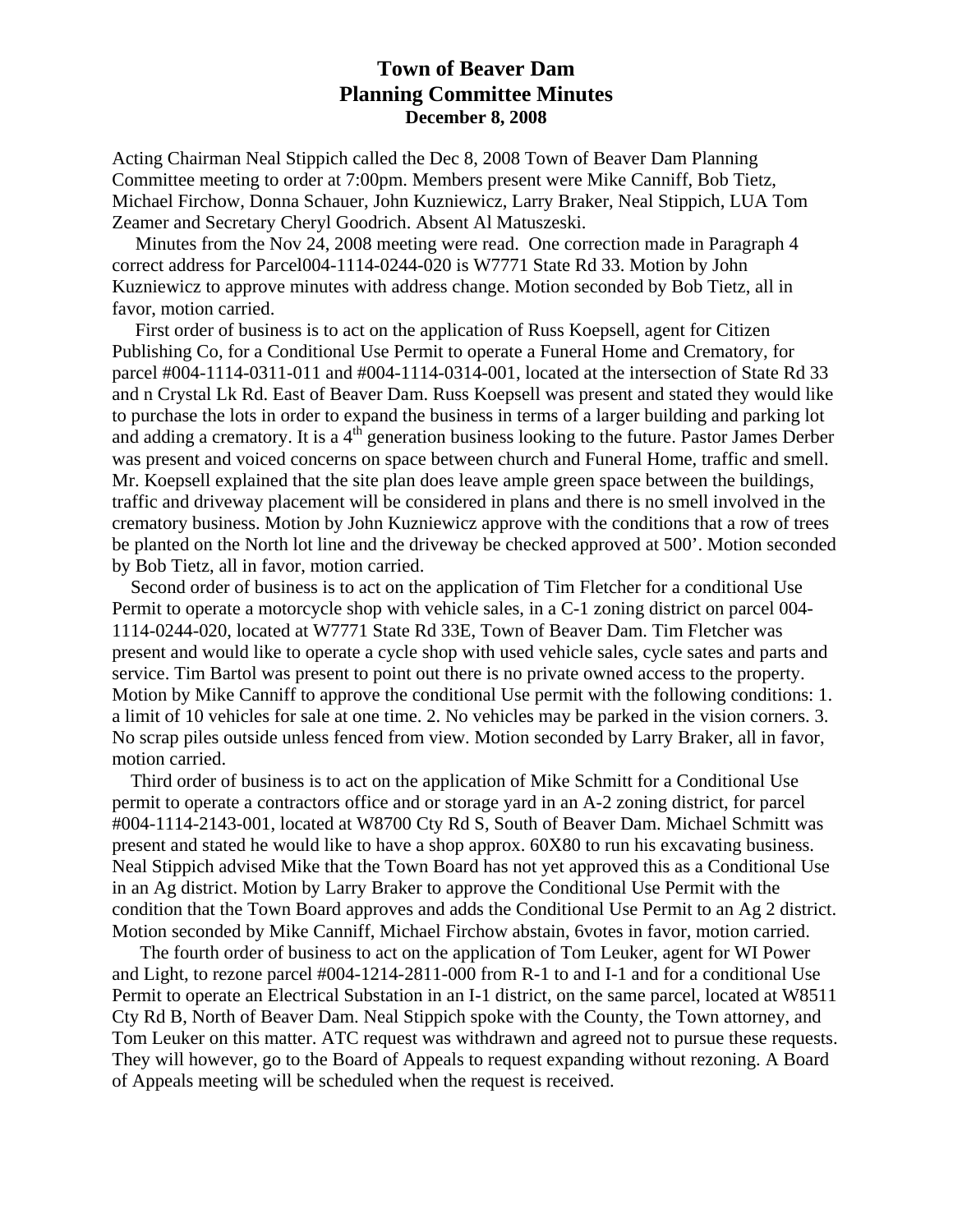# Town of Beaver Dam
# Planning Committee Minutes
### December 8, 2008

Acting Chairman Neal Stippich called the Dec 8, 2008 Town of Beaver Dam Planning Committee meeting to order at 7:00pm. Members present were Mike Canniff, Bob Tietz, Michael Firchow, Donna Schauer, John Kuzniewicz, Larry Braker, Neal Stippich, LUA Tom Zeamer and Secretary Cheryl Goodrich. Absent Al Matuszeski.

Minutes from the Nov 24, 2008 meeting were read. One correction made in Paragraph 4 correct address for Parcel004-1114-0244-020 is W7771 State Rd 33. Motion by John Kuzniewicz to approve minutes with address change. Motion seconded by Bob Tietz, all in favor, motion carried.

First order of business is to act on the application of Russ Koepsell, agent for Citizen Publishing Co, for a Conditional Use Permit to operate a Funeral Home and Crematory, for parcel #004-1114-0311-011 and #004-1114-0314-001, located at the intersection of State Rd 33 and n Crystal Lk Rd. East of Beaver Dam. Russ Koepsell was present and stated they would like to purchase the lots in order to expand the business in terms of a larger building and parking lot and adding a crematory. It is a 4th generation business looking to the future. Pastor James Derber was present and voiced concerns on space between church and Funeral Home, traffic and smell. Mr. Koepsell explained that the site plan does leave ample green space between the buildings, traffic and driveway placement will be considered in plans and there is no smell involved in the crematory business. Motion by John Kuzniewicz approve with the conditions that a row of trees be planted on the North lot line and the driveway be checked approved at 500'. Motion seconded by Bob Tietz, all in favor, motion carried.

Second order of business is to act on the application of Tim Fletcher for a conditional Use Permit to operate a motorcycle shop with vehicle sales, in a C-1 zoning district on parcel 004-1114-0244-020, located at W7771 State Rd 33E, Town of Beaver Dam. Tim Fletcher was present and would like to operate a cycle shop with used vehicle sales, cycle sates and parts and service. Tim Bartol was present to point out there is no private owned access to the property. Motion by Mike Canniff to approve the conditional Use permit with the following conditions: 1. a limit of 10 vehicles for sale at one time. 2. No vehicles may be parked in the vision corners. 3. No scrap piles outside unless fenced from view. Motion seconded by Larry Braker, all in favor, motion carried.

Third order of business is to act on the application of Mike Schmitt for a Conditional Use permit to operate a contractors office and or storage yard in an A-2 zoning district, for parcel #004-1114-2143-001, located at W8700 Cty Rd S, South of Beaver Dam. Michael Schmitt was present and stated he would like to have a shop approx. 60X80 to run his excavating business. Neal Stippich advised Mike that the Town Board has not yet approved this as a Conditional Use in an Ag district. Motion by Larry Braker to approve the Conditional Use Permit with the condition that the Town Board approves and adds the Conditional Use Permit to an Ag 2 district. Motion seconded by Mike Canniff, Michael Firchow abstain, 6votes in favor, motion carried.

The fourth order of business to act on the application of Tom Leuker, agent for WI Power and Light, to rezone parcel #004-1214-2811-000 from R-1 to and I-1 and for a conditional Use Permit to operate an Electrical Substation in an I-1 district, on the same parcel, located at W8511 Cty Rd B, North of Beaver Dam. Neal Stippich spoke with the County, the Town attorney, and Tom Leuker on this matter. ATC request was withdrawn and agreed not to pursue these requests. They will however, go to the Board of Appeals to request expanding without rezoning. A Board of Appeals meeting will be scheduled when the request is received.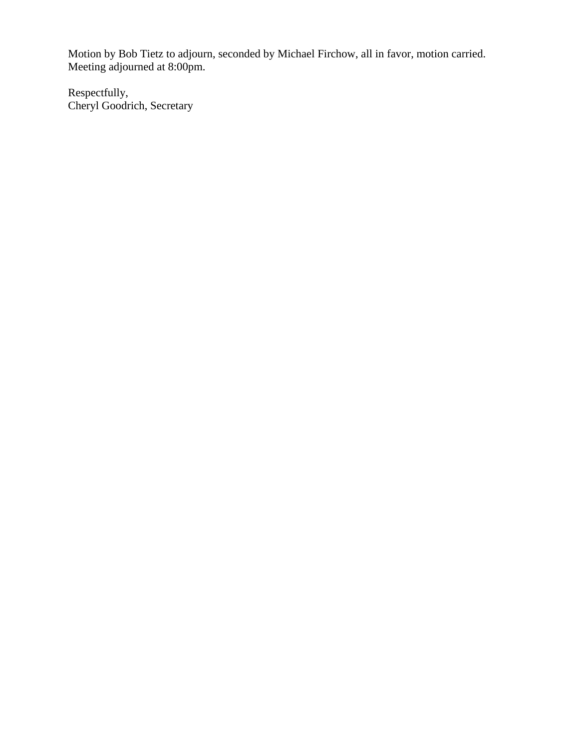Motion by Bob Tietz to adjourn, seconded by Michael Firchow, all in favor, motion carried. Meeting adjourned at 8:00pm.

Respectfully,
Cheryl Goodrich, Secretary